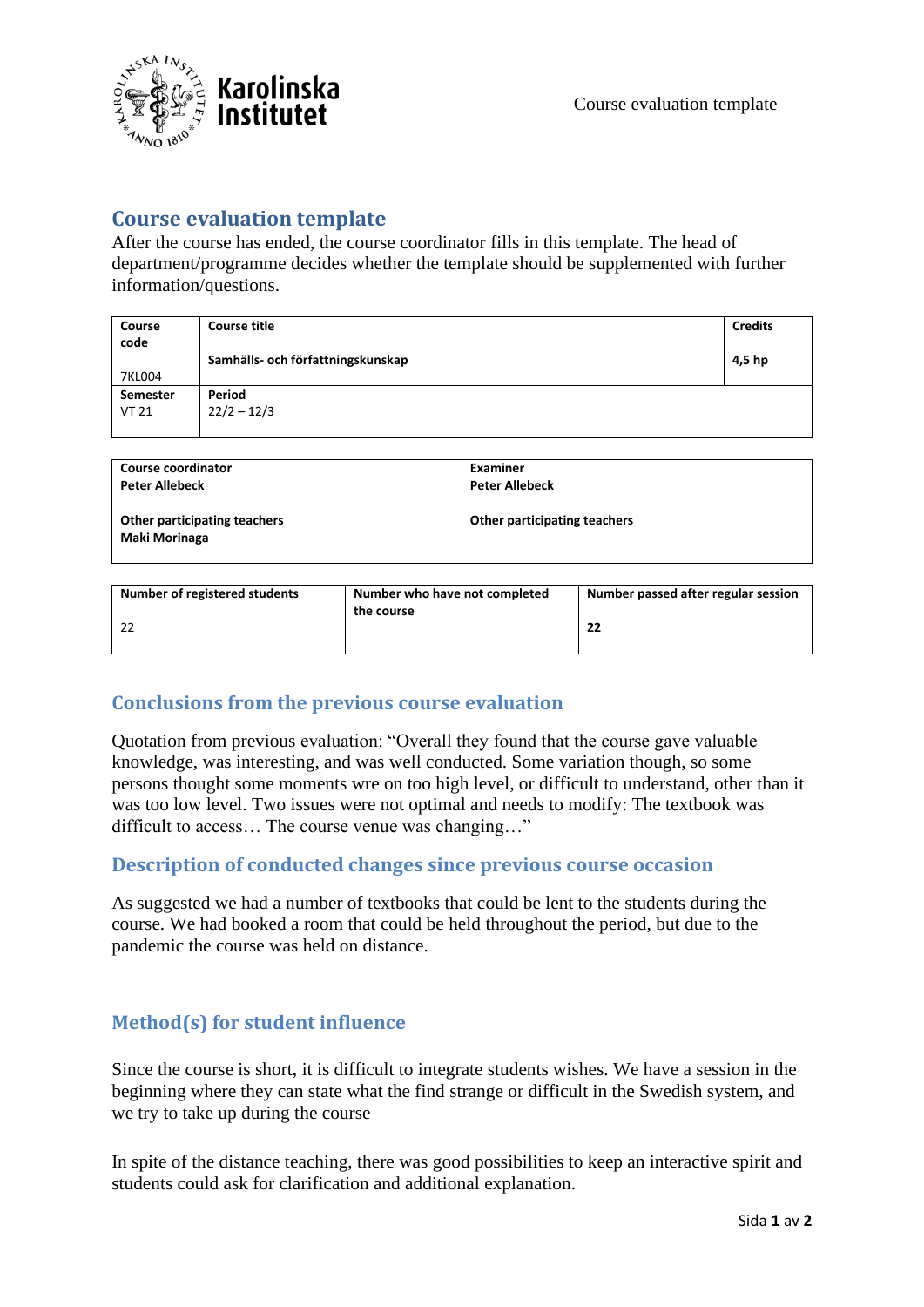# Course evaluation template

After the course has ended, the course coordinator fills in this template. The head of department/programme decides whether the template should be supplemented with further information/questions.

| Course code | Course title | Credits |
|---|---|---|
| 7KL004 | Samhälls- och författningskunskap | 4,5 hp |
| **Semester** | **Period** | |
| VT 21 | 22/2 – 12/3 | |

| Course coordinator | Examiner |
|---|---|
| Peter Allebeck | Peter Allebeck |
| **Other participating teachers** | **Other participating teachers** |
| Maki Morinaga | |

| Number of registered students | Number who have not completed the course | Number passed after regular session |
|---|---|---|
| 22 | | 22 |

## Conclusions from the previous course evaluation

Quotation from previous evaluation: "Overall they found that the course gave valuable knowledge, was interesting, and was well conducted. Some variation though, so some persons thought some moments wre on too high level, or difficult to understand, other than it was too low level. Two issues were not optimal and needs to modify: The textbook was difficult to access… The course venue was changing…"

## Description of conducted changes since previous course occasion

As suggested we had a number of textbooks that could be lent to the students during the course. We had booked a room that could be held throughout the period, but due to the pandemic the course was held on distance.

## Method(s) for student influence

Since the course is short, it is difficult to integrate students wishes. We have a session in the beginning where they can state what the find strange or difficult in the Swedish system, and we try to take up during the course

In spite of the distance teaching, there was good possibilities to keep an interactive spirit and students could ask for clarification and additional explanation.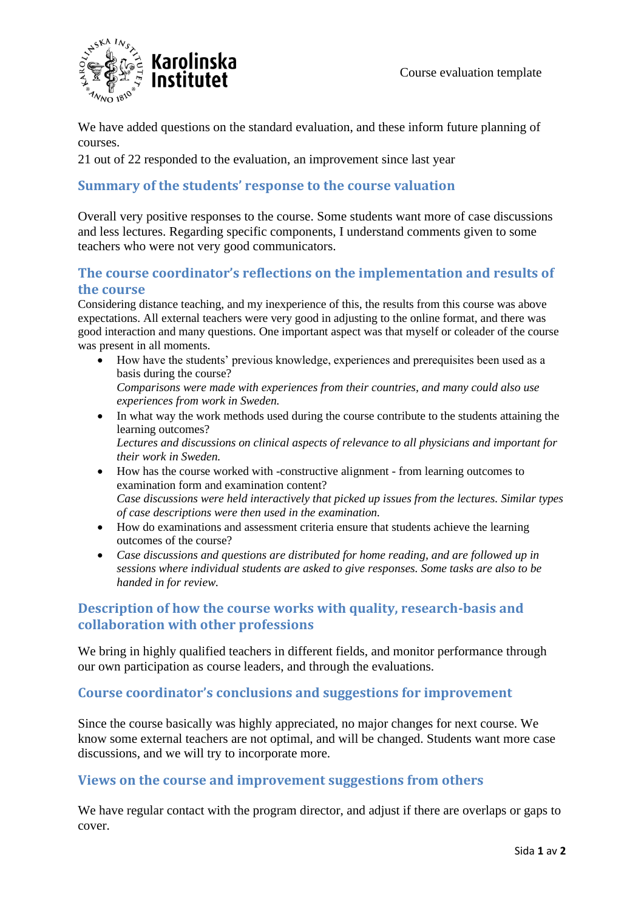We have added questions on the standard evaluation, and these inform future planning of courses.

21 out of 22 responded to the evaluation, an improvement since last year

## Summary of the students' response to the course valuation

Overall very positive responses to the course. Some students want more of case discussions and less lectures. Regarding specific components, I understand comments given to some teachers who were not very good communicators.

## The course coordinator's reflections on the implementation and results of the course

Considering distance teaching, and my inexperience of this, the results from this course was above expectations. All external teachers were very good in adjusting to the online format, and there was good interaction and many questions. One important aspect was that myself or coleader of the course was present in all moments.

- How have the students' previous knowledge, experiences and prerequisites been used as a basis during the course?
  *Comparisons were made with experiences from their countries, and many could also use experiences from work in Sweden.*
- In what way the work methods used during the course contribute to the students attaining the learning outcomes?
  *Lectures and discussions on clinical aspects of relevance to all physicians and important for their work in Sweden.*
- How has the course worked with -constructive alignment - from learning outcomes to examination form and examination content?
  *Case discussions were held interactively that picked up issues from the lectures. Similar types of case descriptions were then used in the examination.*
- How do examinations and assessment criteria ensure that students achieve the learning outcomes of the course?
- *Case discussions and questions are distributed for home reading, and are followed up in sessions where individual students are asked to give responses. Some tasks are also to be handed in for review.*

## Description of how the course works with quality, research-basis and collaboration with other professions

We bring in highly qualified teachers in different fields, and monitor performance through our own participation as course leaders, and through the evaluations.

## Course coordinator's conclusions and suggestions for improvement

Since the course basically was highly appreciated, no major changes for next course. We know some external teachers are not optimal, and will be changed. Students want more case discussions, and we will try to incorporate more.

## Views on the course and improvement suggestions from others

We have regular contact with the program director, and adjust if there are overlaps or gaps to cover.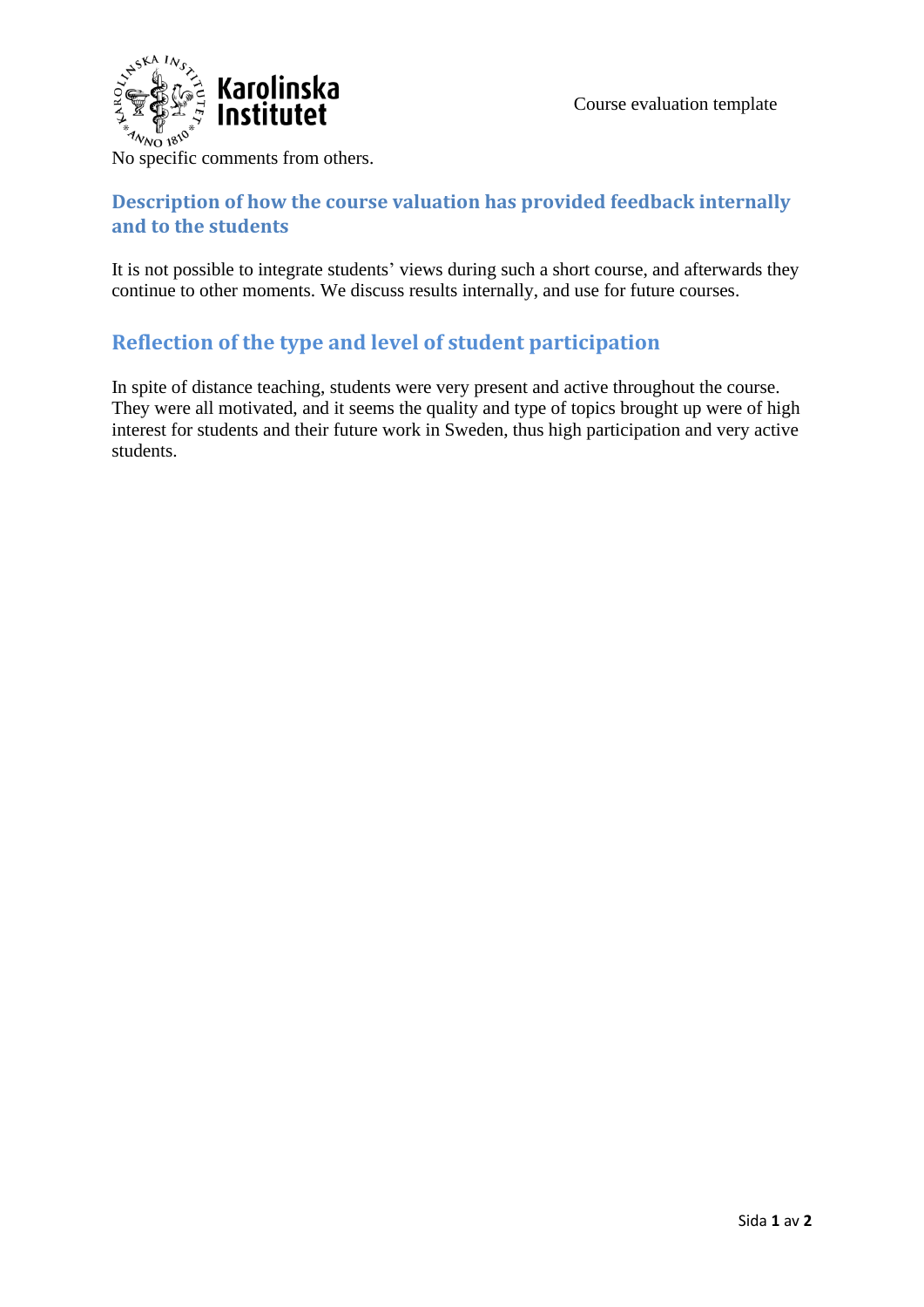No specific comments from others.

## Description of how the course valuation has provided feedback internally and to the students

It is not possible to integrate students' views during such a short course, and afterwards they continue to other moments. We discuss results internally, and use for future courses.

## Reflection of the type and level of student participation

In spite of distance teaching, students were very present and active throughout the course. They were all motivated, and it seems the quality and type of topics brought up were of high interest for students and their future work in Sweden, thus high participation and very active students.